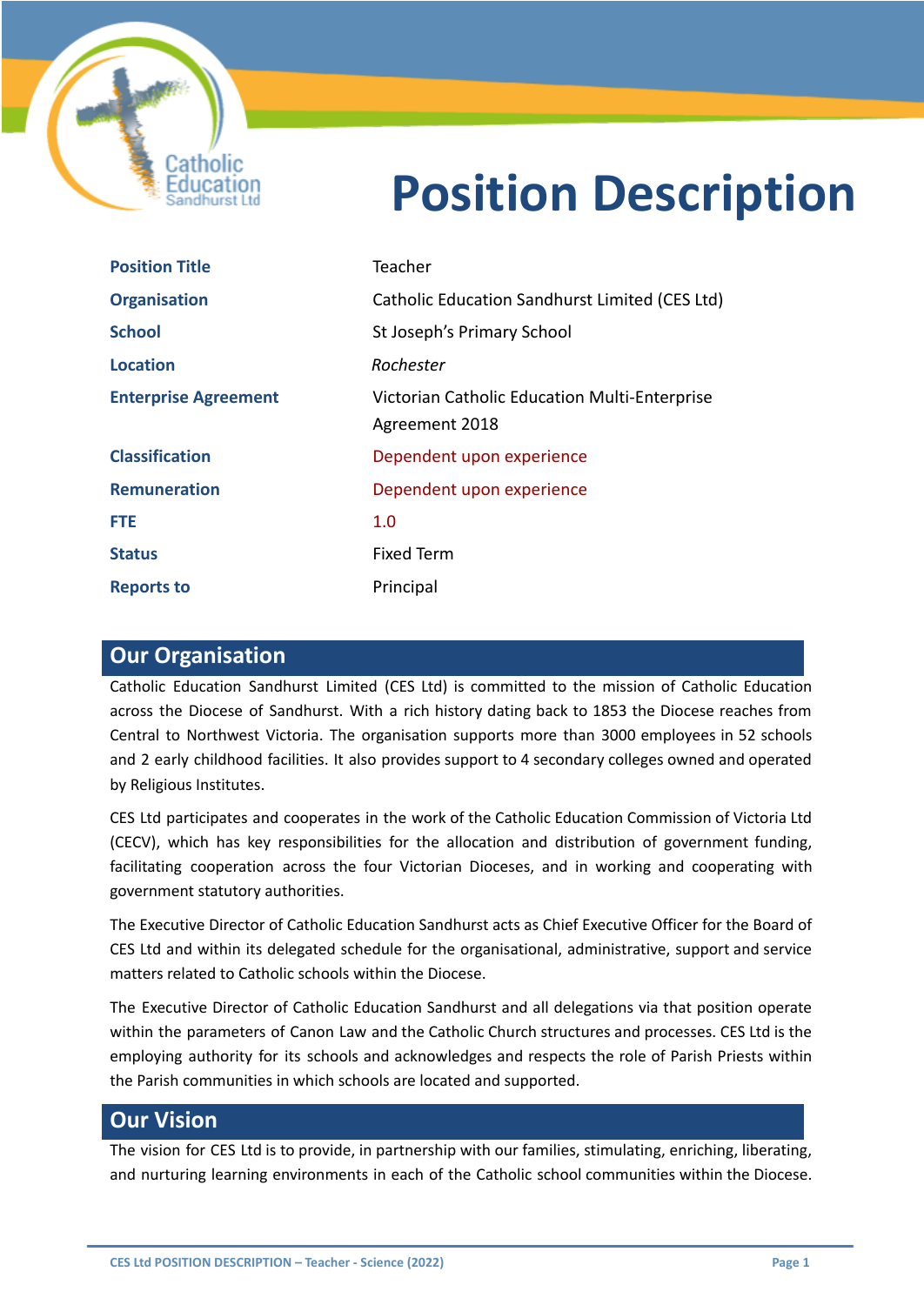# Position Description

| | |
|---|---|
| **Position Title** | Teacher |
| **Organisation** | Catholic Education Sandhurst Limited (CES Ltd) |
| **School** | St Joseph's Primary School |
| **Location** | *Rochester* |
| **Enterprise Agreement** | Victorian Catholic Education Multi-Enterprise Agreement 2018 |
| **Classification** | Dependent upon experience |
| **Remuneration** | Dependent upon experience |
| **FTE** | 1.0 |
| **Status** | Fixed Term |
| **Reports to** | Principal |

## Our Organisation

Catholic Education Sandhurst Limited (CES Ltd) is committed to the mission of Catholic Education across the Diocese of Sandhurst. With a rich history dating back to 1853 the Diocese reaches from Central to Northwest Victoria. The organisation supports more than 3000 employees in 52 schools and 2 early childhood facilities. It also provides support to 4 secondary colleges owned and operated by Religious Institutes.

CES Ltd participates and cooperates in the work of the Catholic Education Commission of Victoria Ltd (CECV), which has key responsibilities for the allocation and distribution of government funding, facilitating cooperation across the four Victorian Dioceses, and in working and cooperating with government statutory authorities.

The Executive Director of Catholic Education Sandhurst acts as Chief Executive Officer for the Board of CES Ltd and within its delegated schedule for the organisational, administrative, support and service matters related to Catholic schools within the Diocese.

The Executive Director of Catholic Education Sandhurst and all delegations via that position operate within the parameters of Canon Law and the Catholic Church structures and processes. CES Ltd is the employing authority for its schools and acknowledges and respects the role of Parish Priests within the Parish communities in which schools are located and supported.

## Our Vision

The vision for CES Ltd is to provide, in partnership with our families, stimulating, enriching, liberating, and nurturing learning environments in each of the Catholic school communities within the Diocese.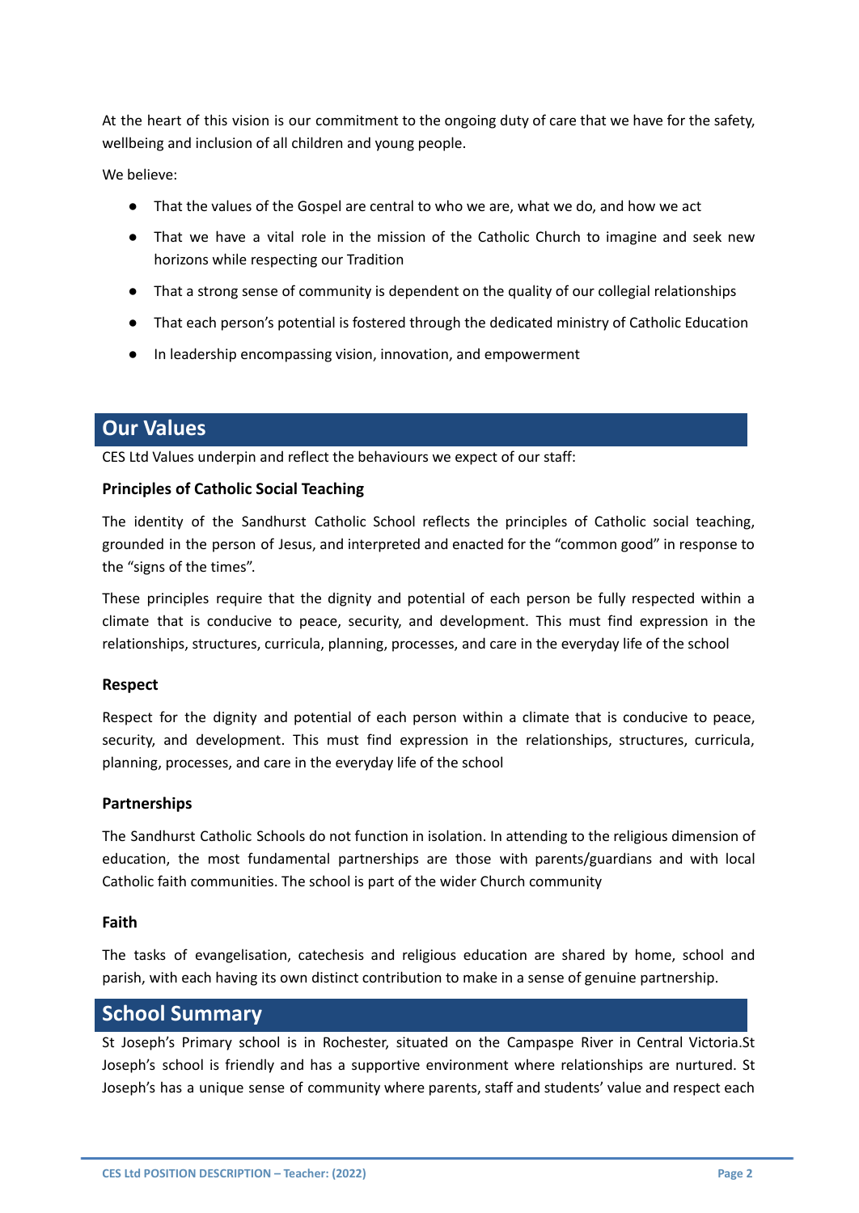At the heart of this vision is our commitment to the ongoing duty of care that we have for the safety, wellbeing and inclusion of all children and young people.

We believe:

- That the values of the Gospel are central to who we are, what we do, and how we act
- That we have a vital role in the mission of the Catholic Church to imagine and seek new horizons while respecting our Tradition
- That a strong sense of community is dependent on the quality of our collegial relationships
- That each person's potential is fostered through the dedicated ministry of Catholic Education
- In leadership encompassing vision, innovation, and empowerment

## Our Values

CES Ltd Values underpin and reflect the behaviours we expect of our staff:

**Principles of Catholic Social Teaching**

The identity of the Sandhurst Catholic School reflects the principles of Catholic social teaching, grounded in the person of Jesus, and interpreted and enacted for the "common good" in response to the "signs of the times".

These principles require that the dignity and potential of each person be fully respected within a climate that is conducive to peace, security, and development. This must find expression in the relationships, structures, curricula, planning, processes, and care in the everyday life of the school

**Respect**

Respect for the dignity and potential of each person within a climate that is conducive to peace, security, and development. This must find expression in the relationships, structures, curricula, planning, processes, and care in the everyday life of the school

**Partnerships**

The Sandhurst Catholic Schools do not function in isolation. In attending to the religious dimension of education, the most fundamental partnerships are those with parents/guardians and with local Catholic faith communities. The school is part of the wider Church community

**Faith**

The tasks of evangelisation, catechesis and religious education are shared by home, school and parish, with each having its own distinct contribution to make in a sense of genuine partnership.

## School Summary

St Joseph's Primary school is in Rochester, situated on the Campaspe River in Central Victoria.St Joseph's school is friendly and has a supportive environment where relationships are nurtured. St Joseph's has a unique sense of community where parents, staff and students' value and respect each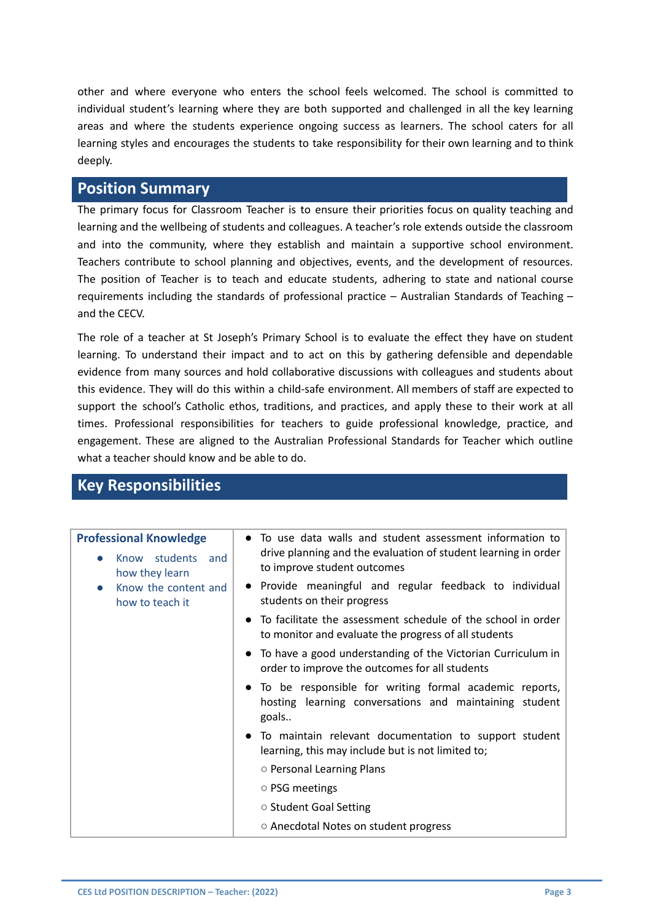other and where everyone who enters the school feels welcomed. The school is committed to individual student's learning where they are both supported and challenged in all the key learning areas and where the students experience ongoing success as learners. The school caters for all learning styles and encourages the students to take responsibility for their own learning and to think deeply.

## Position Summary

The primary focus for Classroom Teacher is to ensure their priorities focus on quality teaching and learning and the wellbeing of students and colleagues. A teacher's role extends outside the classroom and into the community, where they establish and maintain a supportive school environment. Teachers contribute to school planning and objectives, events, and the development of resources. The position of Teacher is to teach and educate students, adhering to state and national course requirements including the standards of professional practice – Australian Standards of Teaching – and the CECV.

The role of a teacher at St Joseph's Primary School is to evaluate the effect they have on student learning. To understand their impact and to act on this by gathering defensible and dependable evidence from many sources and hold collaborative discussions with colleagues and students about this evidence. They will do this within a child-safe environment. All members of staff are expected to support the school's Catholic ethos, traditions, and practices, and apply these to their work at all times. Professional responsibilities for teachers to guide professional knowledge, practice, and engagement. These are aligned to the Australian Professional Standards for Teacher which outline what a teacher should know and be able to do.

## Key Responsibilities

| **Professional Knowledge** | |
|---|---|
| • Know students and how they learn<br>• Know the content and how to teach it | • To use data walls and student assessment information to drive planning and the evaluation of student learning in order to improve student outcomes<br>• Provide meaningful and regular feedback to individual students on their progress<br>• To facilitate the assessment schedule of the school in order to monitor and evaluate the progress of all students<br>• To have a good understanding of the Victorian Curriculum in order to improve the outcomes for all students<br>• To be responsible for writing formal academic reports, hosting learning conversations and maintaining student goals..<br>• To maintain relevant documentation to support student learning, this may include but is not limited to;<br>○ Personal Learning Plans<br>○ PSG meetings<br>○ Student Goal Setting<br>○ Anecdotal Notes on student progress |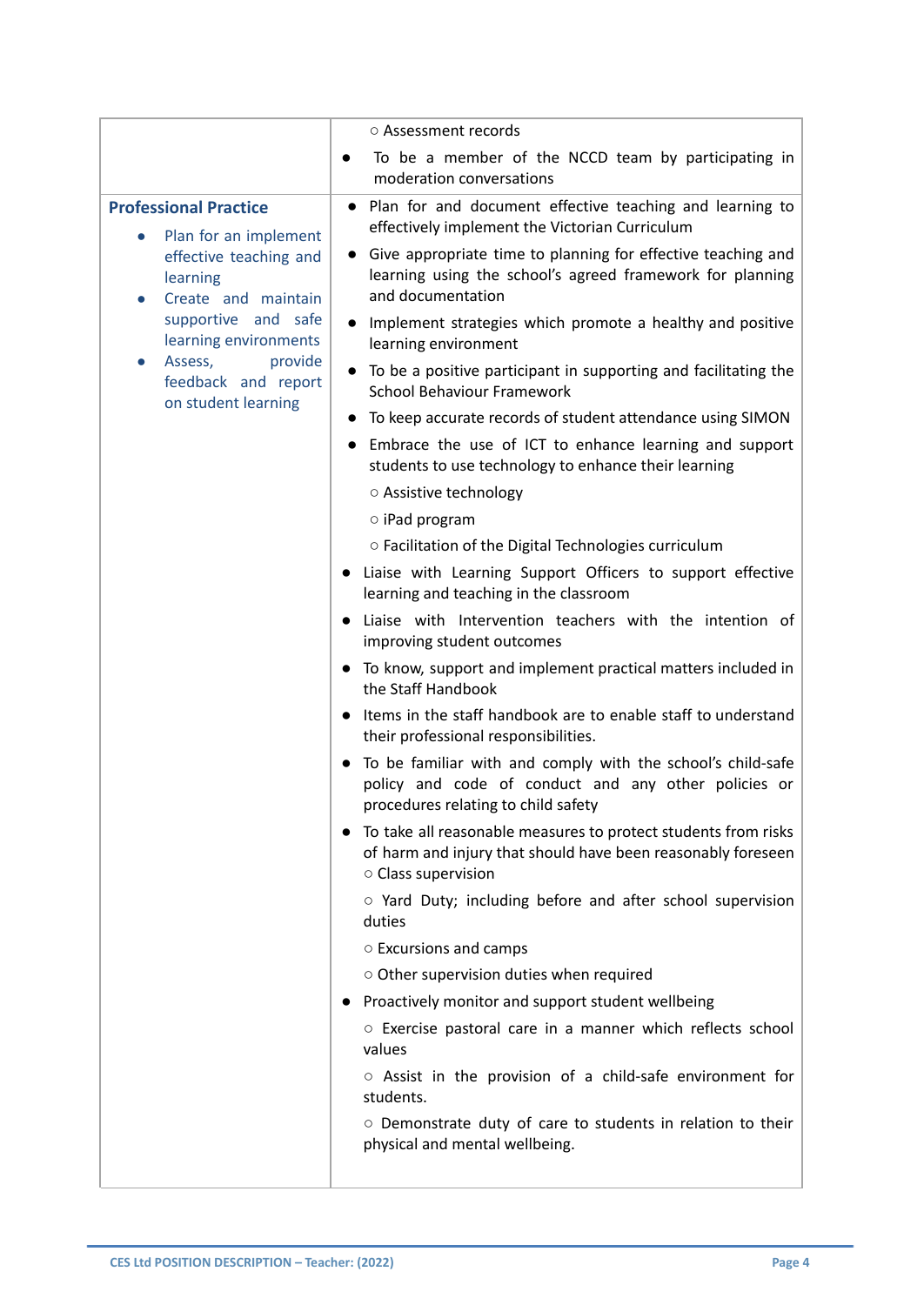| | |
|---|---|
| | ○ Assessment records<br>● To be a member of the NCCD team by participating in moderation conversations |
| **Professional Practice**<br>● Plan for an implement effective teaching and learning<br>● Create and maintain supportive and safe learning environments<br>● Assess, provide feedback and report on student learning | ● Plan for and document effective teaching and learning to effectively implement the Victorian Curriculum<br>● Give appropriate time to planning for effective teaching and learning using the school's agreed framework for planning and documentation<br>● Implement strategies which promote a healthy and positive learning environment<br>● To be a positive participant in supporting and facilitating the School Behaviour Framework<br>● To keep accurate records of student attendance using SIMON<br>● Embrace the use of ICT to enhance learning and support students to use technology to enhance their learning<br>○ Assistive technology<br>○ iPad program<br>○ Facilitation of the Digital Technologies curriculum<br>● Liaise with Learning Support Officers to support effective learning and teaching in the classroom<br>● Liaise with Intervention teachers with the intention of improving student outcomes<br>● To know, support and implement practical matters included in the Staff Handbook<br>● Items in the staff handbook are to enable staff to understand their professional responsibilities.<br>● To be familiar with and comply with the school's child-safe policy and code of conduct and any other policies or procedures relating to child safety<br>● To take all reasonable measures to protect students from risks of harm and injury that should have been reasonably foreseen<br>○ Class supervision<br>○ Yard Duty; including before and after school supervision duties<br>○ Excursions and camps<br>○ Other supervision duties when required<br>● Proactively monitor and support student wellbeing<br>○ Exercise pastoral care in a manner which reflects school values<br>○ Assist in the provision of a child-safe environment for students.<br>○ Demonstrate duty of care to students in relation to their physical and mental wellbeing. |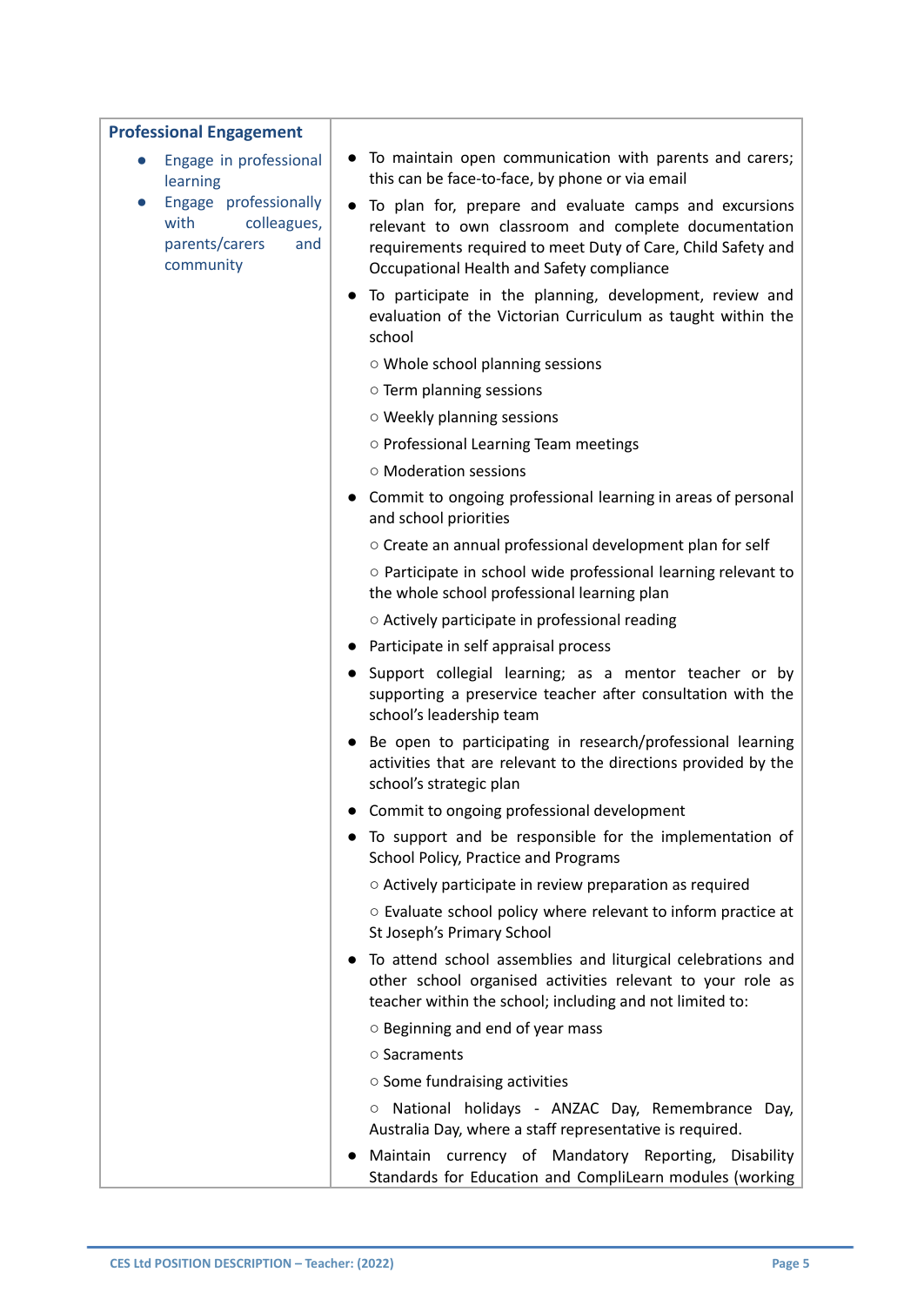| **Professional Engagement**<br><br>● Engage in professional learning<br>● Engage professionally with colleagues, parents/carers and community | ● To maintain open communication with parents and carers; this can be face-to-face, by phone or via email<br>● To plan for, prepare and evaluate camps and excursions relevant to own classroom and complete documentation requirements required to meet Duty of Care, Child Safety and Occupational Health and Safety compliance<br>● To participate in the planning, development, review and evaluation of the Victorian Curriculum as taught within the school<br>○ Whole school planning sessions<br>○ Term planning sessions<br>○ Weekly planning sessions<br>○ Professional Learning Team meetings<br>○ Moderation sessions<br>● Commit to ongoing professional learning in areas of personal and school priorities<br>○ Create an annual professional development plan for self<br>○ Participate in school wide professional learning relevant to the whole school professional learning plan<br>○ Actively participate in professional reading<br>● Participate in self appraisal process<br>● Support collegial learning; as a mentor teacher or by supporting a preservice teacher after consultation with the school's leadership team<br>● Be open to participating in research/professional learning activities that are relevant to the directions provided by the school's strategic plan<br>● Commit to ongoing professional development<br>● To support and be responsible for the implementation of School Policy, Practice and Programs<br>○ Actively participate in review preparation as required<br>○ Evaluate school policy where relevant to inform practice at St Joseph's Primary School<br>● To attend school assemblies and liturgical celebrations and other school organised activities relevant to your role as teacher within the school; including and not limited to:<br>○ Beginning and end of year mass<br>○ Sacraments<br>○ Some fundraising activities<br>○ National holidays - ANZAC Day, Remembrance Day, Australia Day, where a staff representative is required.<br>● Maintain currency of Mandatory Reporting, Disability Standards for Education and CompliLearn modules (working |
|---|---|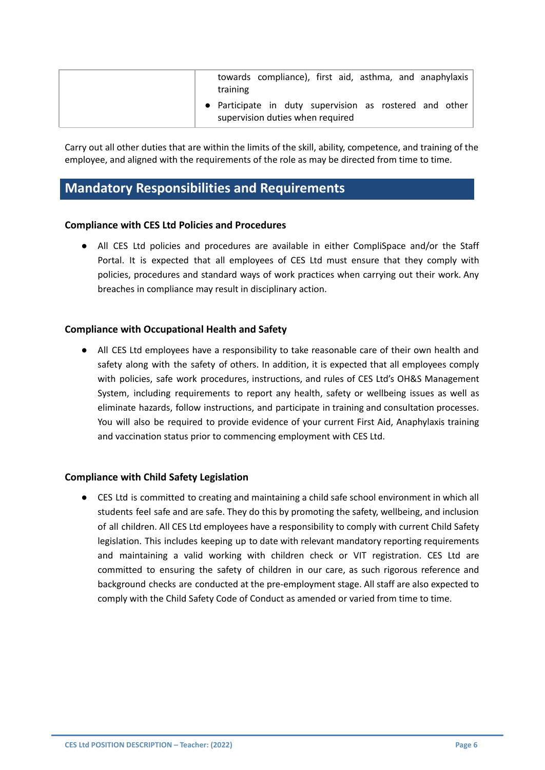| | |
|---|---|
| | towards compliance), first aid, asthma, and anaphylaxis training<br>● Participate in duty supervision as rostered and other supervision duties when required |

Carry out all other duties that are within the limits of the skill, ability, competence, and training of the employee, and aligned with the requirements of the role as may be directed from time to time.

## Mandatory Responsibilities and Requirements

**Compliance with CES Ltd Policies and Procedures**

- All CES Ltd policies and procedures are available in either CompliSpace and/or the Staff Portal. It is expected that all employees of CES Ltd must ensure that they comply with policies, procedures and standard ways of work practices when carrying out their work. Any breaches in compliance may result in disciplinary action.

**Compliance with Occupational Health and Safety**

- All CES Ltd employees have a responsibility to take reasonable care of their own health and safety along with the safety of others. In addition, it is expected that all employees comply with policies, safe work procedures, instructions, and rules of CES Ltd's OH&S Management System, including requirements to report any health, safety or wellbeing issues as well as eliminate hazards, follow instructions, and participate in training and consultation processes. You will also be required to provide evidence of your current First Aid, Anaphylaxis training and vaccination status prior to commencing employment with CES Ltd.

**Compliance with Child Safety Legislation**

- CES Ltd is committed to creating and maintaining a child safe school environment in which all students feel safe and are safe. They do this by promoting the safety, wellbeing, and inclusion of all children. All CES Ltd employees have a responsibility to comply with current Child Safety legislation. This includes keeping up to date with relevant mandatory reporting requirements and maintaining a valid working with children check or VIT registration. CES Ltd are committed to ensuring the safety of children in our care, as such rigorous reference and background checks are conducted at the pre-employment stage. All staff are also expected to comply with the Child Safety Code of Conduct as amended or varied from time to time.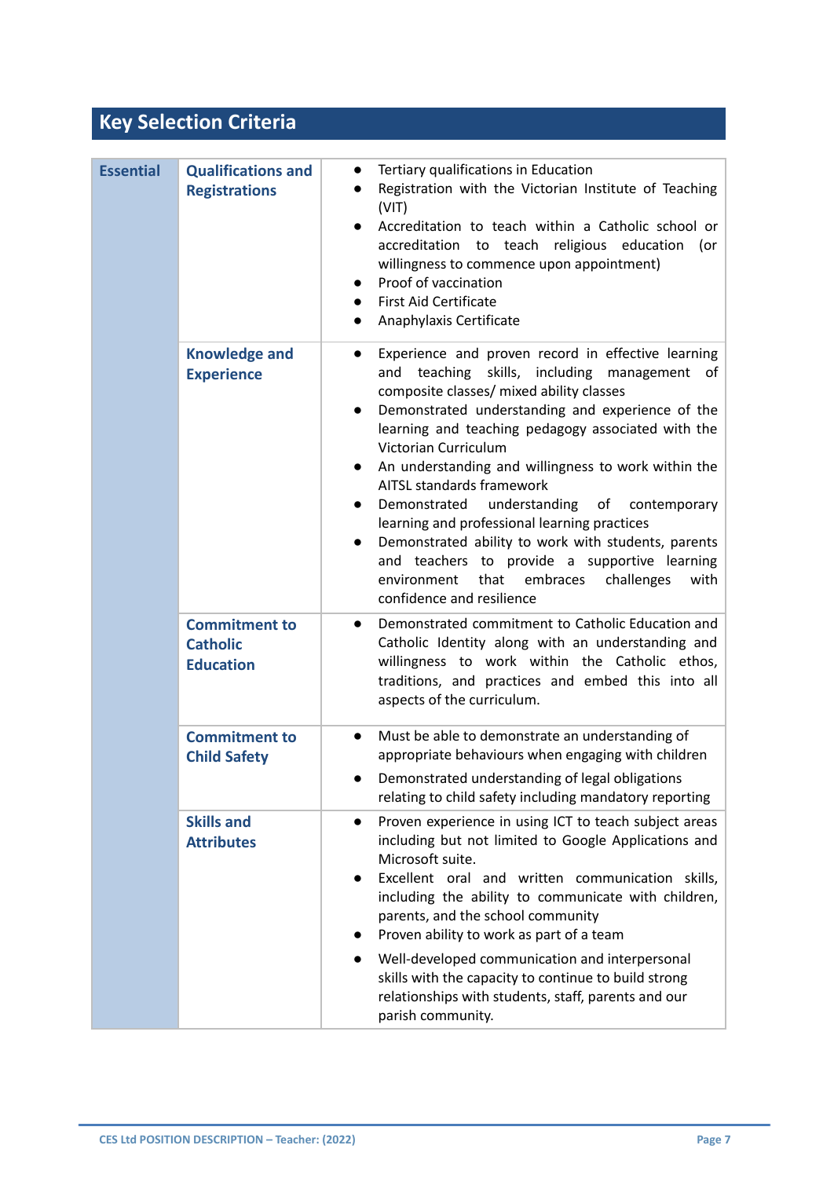## Key Selection Criteria

| | | |
|---|---|---|
| **Essential** | **Qualifications and Registrations** | <ul><li>Tertiary qualifications in Education</li><li>Registration with the Victorian Institute of Teaching (VIT)</li><li>Accreditation to teach within a Catholic school or accreditation to teach religious education (or willingness to commence upon appointment)</li><li>Proof of vaccination</li><li>First Aid Certificate</li><li>Anaphylaxis Certificate</li></ul> |
| | **Knowledge and Experience** | <ul><li>Experience and proven record in effective learning and teaching skills, including management of composite classes/ mixed ability classes</li><li>Demonstrated understanding and experience of the learning and teaching pedagogy associated with the Victorian Curriculum</li><li>An understanding and willingness to work within the AITSL standards framework</li><li>Demonstrated understanding of contemporary learning and professional learning practices</li><li>Demonstrated ability to work with students, parents and teachers to provide a supportive learning environment that embraces challenges with confidence and resilience</li></ul> |
| | **Commitment to Catholic Education** | <ul><li>Demonstrated commitment to Catholic Education and Catholic Identity along with an understanding and willingness to work within the Catholic ethos, traditions, and practices and embed this into all aspects of the curriculum.</li></ul> |
| | **Commitment to Child Safety** | <ul><li>Must be able to demonstrate an understanding of appropriate behaviours when engaging with children</li><li>Demonstrated understanding of legal obligations relating to child safety including mandatory reporting</li></ul> |
| | **Skills and Attributes** | <ul><li>Proven experience in using ICT to teach subject areas including but not limited to Google Applications and Microsoft suite.</li><li>Excellent oral and written communication skills, including the ability to communicate with children, parents, and the school community</li><li>Proven ability to work as part of a team</li><li>Well-developed communication and interpersonal skills with the capacity to continue to build strong relationships with students, staff, parents and our parish community.</li></ul> |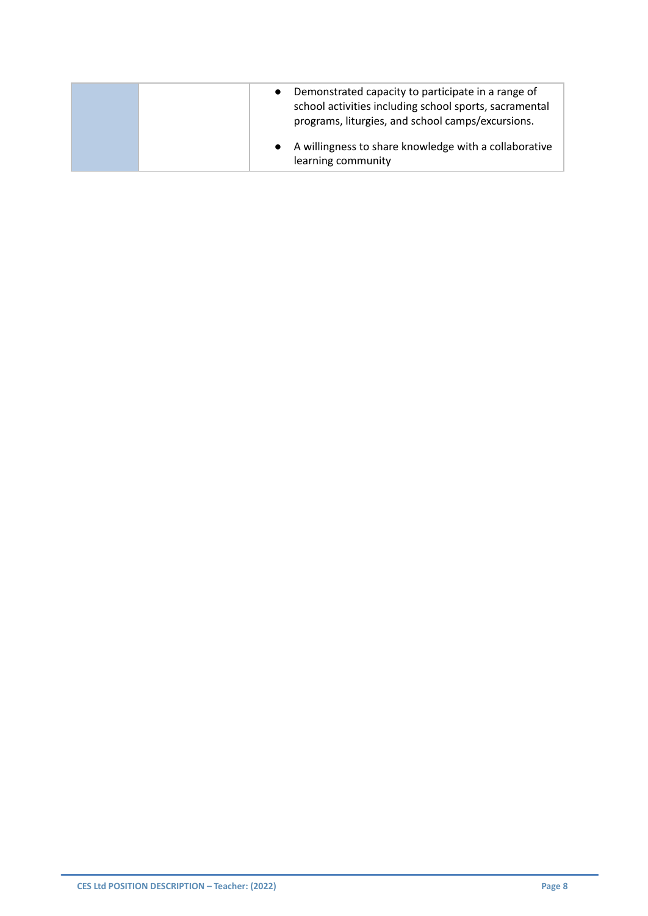| | | |
|---|---|---|
| | | • Demonstrated capacity to participate in a range of school activities including school sports, sacramental programs, liturgies, and school camps/excursions.<br><br>• A willingness to share knowledge with a collaborative learning community |